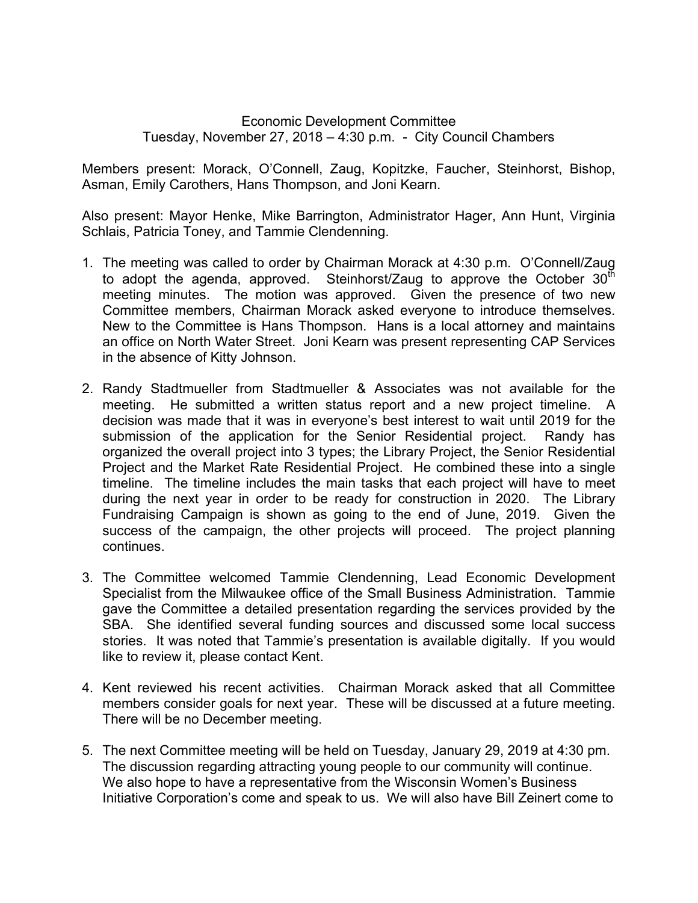Economic Development Committee
Tuesday, November 27, 2018 – 4:30 p.m. - City Council Chambers

Members present: Morack, O'Connell, Zaug, Kopitzke, Faucher, Steinhorst, Bishop, Asman, Emily Carothers, Hans Thompson, and Joni Kearn.

Also present: Mayor Henke, Mike Barrington, Administrator Hager, Ann Hunt, Virginia Schlais, Patricia Toney, and Tammie Clendenning.

1. The meeting was called to order by Chairman Morack at 4:30 p.m. O'Connell/Zaug to adopt the agenda, approved. Steinhorst/Zaug to approve the October 30th meeting minutes. The motion was approved. Given the presence of two new Committee members, Chairman Morack asked everyone to introduce themselves. New to the Committee is Hans Thompson. Hans is a local attorney and maintains an office on North Water Street. Joni Kearn was present representing CAP Services in the absence of Kitty Johnson.

2. Randy Stadtmueller from Stadtmueller & Associates was not available for the meeting. He submitted a written status report and a new project timeline. A decision was made that it was in everyone's best interest to wait until 2019 for the submission of the application for the Senior Residential project. Randy has organized the overall project into 3 types; the Library Project, the Senior Residential Project and the Market Rate Residential Project. He combined these into a single timeline. The timeline includes the main tasks that each project will have to meet during the next year in order to be ready for construction in 2020. The Library Fundraising Campaign is shown as going to the end of June, 2019. Given the success of the campaign, the other projects will proceed. The project planning continues.

3. The Committee welcomed Tammie Clendenning, Lead Economic Development Specialist from the Milwaukee office of the Small Business Administration. Tammie gave the Committee a detailed presentation regarding the services provided by the SBA. She identified several funding sources and discussed some local success stories. It was noted that Tammie's presentation is available digitally. If you would like to review it, please contact Kent.

4. Kent reviewed his recent activities. Chairman Morack asked that all Committee members consider goals for next year. These will be discussed at a future meeting. There will be no December meeting.

5. The next Committee meeting will be held on Tuesday, January 29, 2019 at 4:30 pm. The discussion regarding attracting young people to our community will continue. We also hope to have a representative from the Wisconsin Women's Business Initiative Corporation's come and speak to us. We will also have Bill Zeinert come to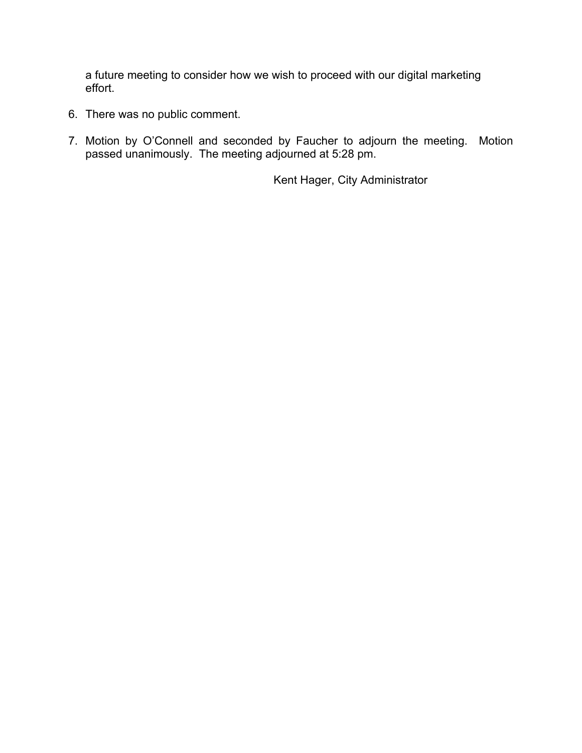a future meeting to consider how we wish to proceed with our digital marketing effort.

6. There was no public comment.

7. Motion by O'Connell and seconded by Faucher to adjourn the meeting. Motion passed unanimously. The meeting adjourned at 5:28 pm.

Kent Hager, City Administrator